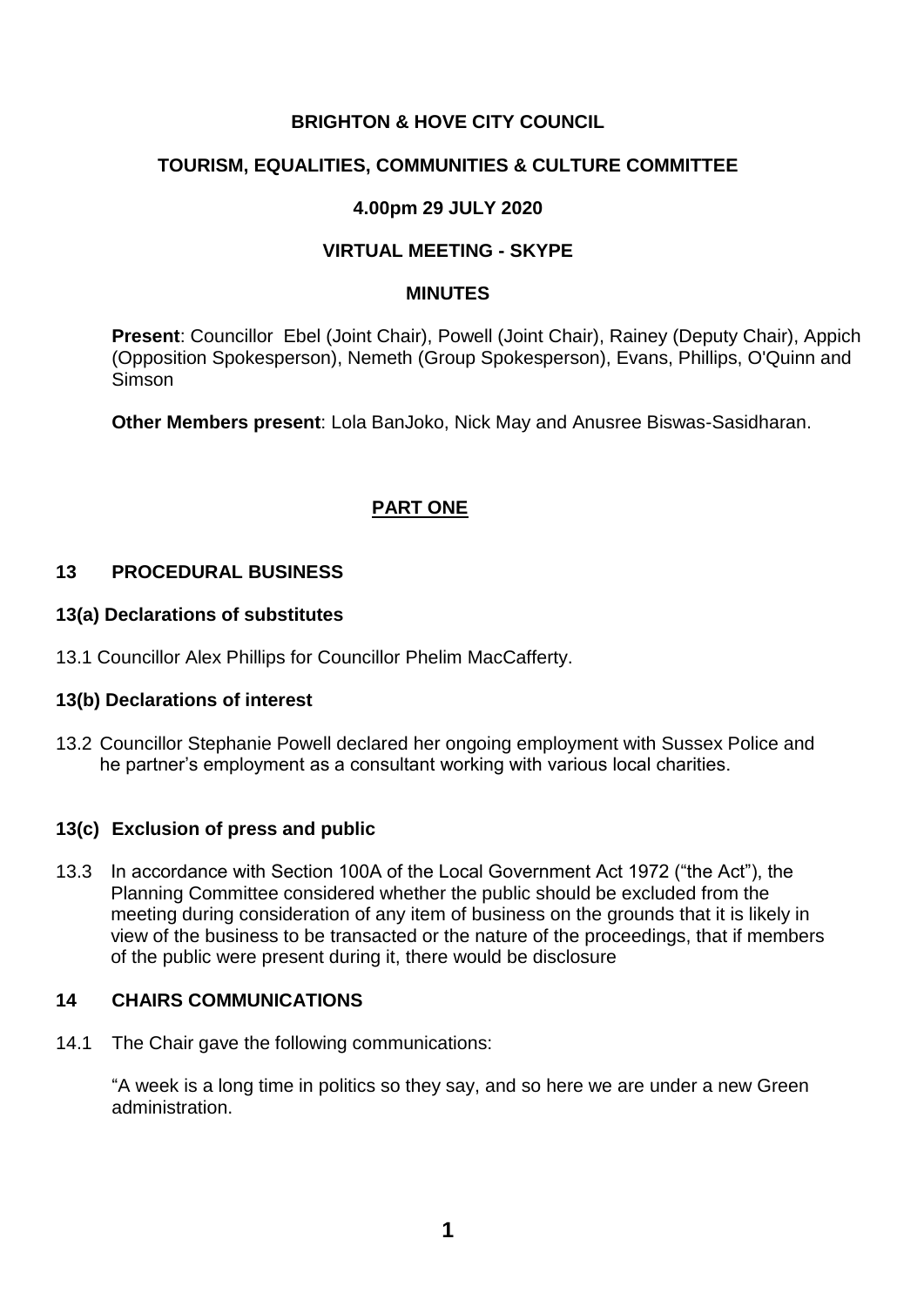**BRIGHTON & HOVE CITY COUNCIL**

**TOURISM, EQUALITIES, COMMUNITIES & CULTURE COMMITTEE**

**4.00pm 29 JULY 2020**

**VIRTUAL MEETING - SKYPE**

**MINUTES**

**Present**: Councillor Ebel (Joint Chair), Powell (Joint Chair), Rainey (Deputy Chair), Appich (Opposition Spokesperson), Nemeth (Group Spokesperson), Evans, Phillips, O'Quinn and Simson

**Other Members present**: Lola BanJoko, Nick May and Anusree Biswas-Sasidharan.

**PART ONE**

## 13 PROCEDURAL BUSINESS

### 13(a) Declarations of substitutes

13.1 Councillor Alex Phillips for Councillor Phelim MacCafferty.

### 13(b) Declarations of interest

13.2 Councillor Stephanie Powell declared her ongoing employment with Sussex Police and he partner's employment as a consultant working with various local charities.

### 13(c) Exclusion of press and public

13.3 In accordance with Section 100A of the Local Government Act 1972 ("the Act"), the Planning Committee considered whether the public should be excluded from the meeting during consideration of any item of business on the grounds that it is likely in view of the business to be transacted or the nature of the proceedings, that if members of the public were present during it, there would be disclosure

## 14 CHAIRS COMMUNICATIONS

14.1 The Chair gave the following communications:

"A week is a long time in politics so they say, and so here we are under a new Green administration.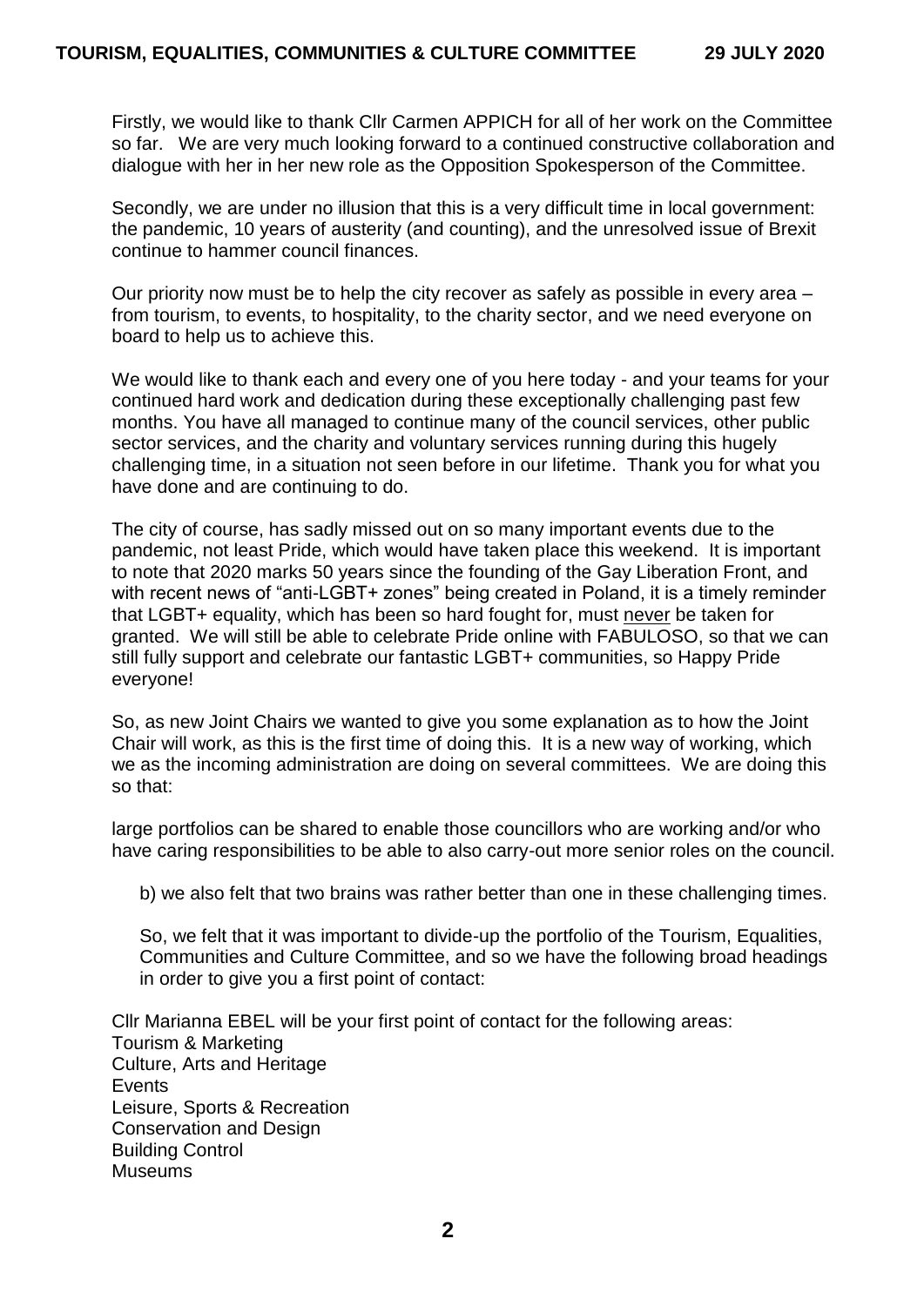Firstly, we would like to thank Cllr Carmen APPICH for all of her work on the Committee so far. We are very much looking forward to a continued constructive collaboration and dialogue with her in her new role as the Opposition Spokesperson of the Committee.

Secondly, we are under no illusion that this is a very difficult time in local government: the pandemic, 10 years of austerity (and counting), and the unresolved issue of Brexit continue to hammer council finances.

Our priority now must be to help the city recover as safely as possible in every area – from tourism, to events, to hospitality, to the charity sector, and we need everyone on board to help us to achieve this.

We would like to thank each and every one of you here today - and your teams for your continued hard work and dedication during these exceptionally challenging past few months. You have all managed to continue many of the council services, other public sector services, and the charity and voluntary services running during this hugely challenging time, in a situation not seen before in our lifetime. Thank you for what you have done and are continuing to do.

The city of course, has sadly missed out on so many important events due to the pandemic, not least Pride, which would have taken place this weekend. It is important to note that 2020 marks 50 years since the founding of the Gay Liberation Front, and with recent news of "anti-LGBT+ zones" being created in Poland, it is a timely reminder that LGBT+ equality, which has been so hard fought for, must <u>never</u> be taken for granted. We will still be able to celebrate Pride online with FABULOSO, so that we can still fully support and celebrate our fantastic LGBT+ communities, so Happy Pride everyone!

So, as new Joint Chairs we wanted to give you some explanation as to how the Joint Chair will work, as this is the first time of doing this. It is a new way of working, which we as the incoming administration are doing on several committees. We are doing this so that:

large portfolios can be shared to enable those councillors who are working and/or who have caring responsibilities to be able to also carry-out more senior roles on the council.

b) we also felt that two brains was rather better than one in these challenging times.

So, we felt that it was important to divide-up the portfolio of the Tourism, Equalities, Communities and Culture Committee, and so we have the following broad headings in order to give you a first point of contact:

Cllr Marianna EBEL will be your first point of contact for the following areas:
Tourism & Marketing
Culture, Arts and Heritage
Events
Leisure, Sports & Recreation
Conservation and Design
Building Control
Museums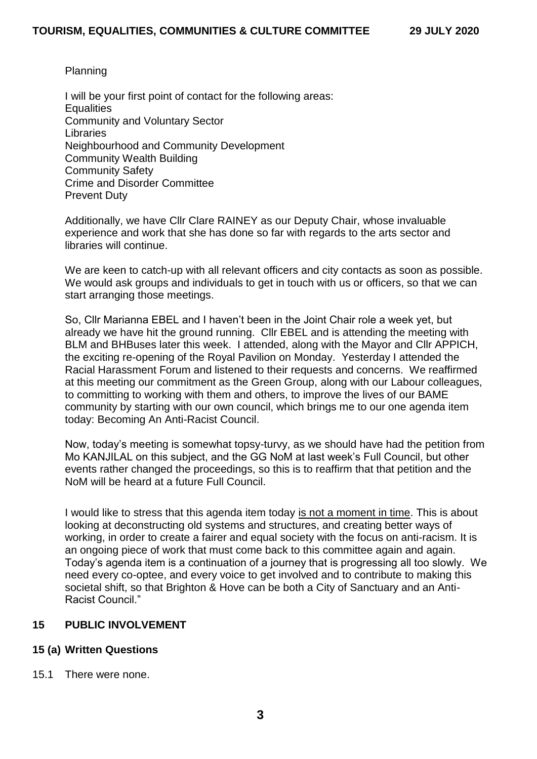Planning

I will be your first point of contact for the following areas:
Equalities
Community and Voluntary Sector
Libraries
Neighbourhood and Community Development
Community Wealth Building
Community Safety
Crime and Disorder Committee
Prevent Duty

Additionally, we have Cllr Clare RAINEY as our Deputy Chair, whose invaluable experience and work that she has done so far with regards to the arts sector and libraries will continue.

We are keen to catch-up with all relevant officers and city contacts as soon as possible. We would ask groups and individuals to get in touch with us or officers, so that we can start arranging those meetings.

So, Cllr Marianna EBEL and I haven't been in the Joint Chair role a week yet, but already we have hit the ground running. Cllr EBEL and is attending the meeting with BLM and BHBuses later this week. I attended, along with the Mayor and Cllr APPICH, the exciting re-opening of the Royal Pavilion on Monday. Yesterday I attended the Racial Harassment Forum and listened to their requests and concerns. We reaffirmed at this meeting our commitment as the Green Group, along with our Labour colleagues, to committing to working with them and others, to improve the lives of our BAME community by starting with our own council, which brings me to our one agenda item today: Becoming An Anti-Racist Council.

Now, today's meeting is somewhat topsy-turvy, as we should have had the petition from Mo KANJILAL on this subject, and the GG NoM at last week's Full Council, but other events rather changed the proceedings, so this is to reaffirm that that petition and the NoM will be heard at a future Full Council.

I would like to stress that this agenda item today <u>is not a moment in time</u>. This is about looking at deconstructing old systems and structures, and creating better ways of working, in order to create a fairer and equal society with the focus on anti-racism. It is an ongoing piece of work that must come back to this committee again and again. Today's agenda item is a continuation of a journey that is progressing all too slowly. We need every co-optee, and every voice to get involved and to contribute to making this societal shift, so that Brighton & Hove can be both a City of Sanctuary and an Anti-Racist Council."

## 15 PUBLIC INVOLVEMENT

### 15 (a) Written Questions

15.1 There were none.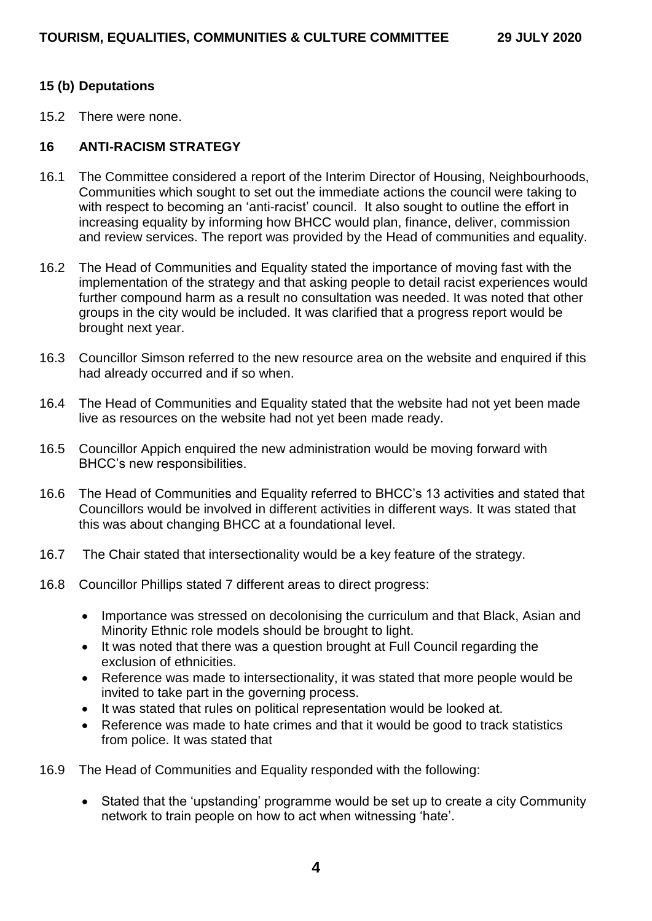**15 (b) Deputations**

15.2 There were none.

**16 ANTI-RACISM STRATEGY**

16.1 The Committee considered a report of the Interim Director of Housing, Neighbourhoods, Communities which sought to set out the immediate actions the council were taking to with respect to becoming an 'anti-racist' council. It also sought to outline the effort in increasing equality by informing how BHCC would plan, finance, deliver, commission and review services. The report was provided by the Head of communities and equality.

16.2 The Head of Communities and Equality stated the importance of moving fast with the implementation of the strategy and that asking people to detail racist experiences would further compound harm as a result no consultation was needed. It was noted that other groups in the city would be included. It was clarified that a progress report would be brought next year.

16.3 Councillor Simson referred to the new resource area on the website and enquired if this had already occurred and if so when.

16.4 The Head of Communities and Equality stated that the website had not yet been made live as resources on the website had not yet been made ready.

16.5 Councillor Appich enquired the new administration would be moving forward with BHCC's new responsibilities.

16.6 The Head of Communities and Equality referred to BHCC's 13 activities and stated that Councillors would be involved in different activities in different ways. It was stated that this was about changing BHCC at a foundational level.

16.7 The Chair stated that intersectionality would be a key feature of the strategy.

16.8 Councillor Phillips stated 7 different areas to direct progress:

- Importance was stressed on decolonising the curriculum and that Black, Asian and Minority Ethnic role models should be brought to light.
- It was noted that there was a question brought at Full Council regarding the exclusion of ethnicities.
- Reference was made to intersectionality, it was stated that more people would be invited to take part in the governing process.
- It was stated that rules on political representation would be looked at.
- Reference was made to hate crimes and that it would be good to track statistics from police. It was stated that

16.9 The Head of Communities and Equality responded with the following:

- Stated that the 'upstanding' programme would be set up to create a city Community network to train people on how to act when witnessing 'hate'.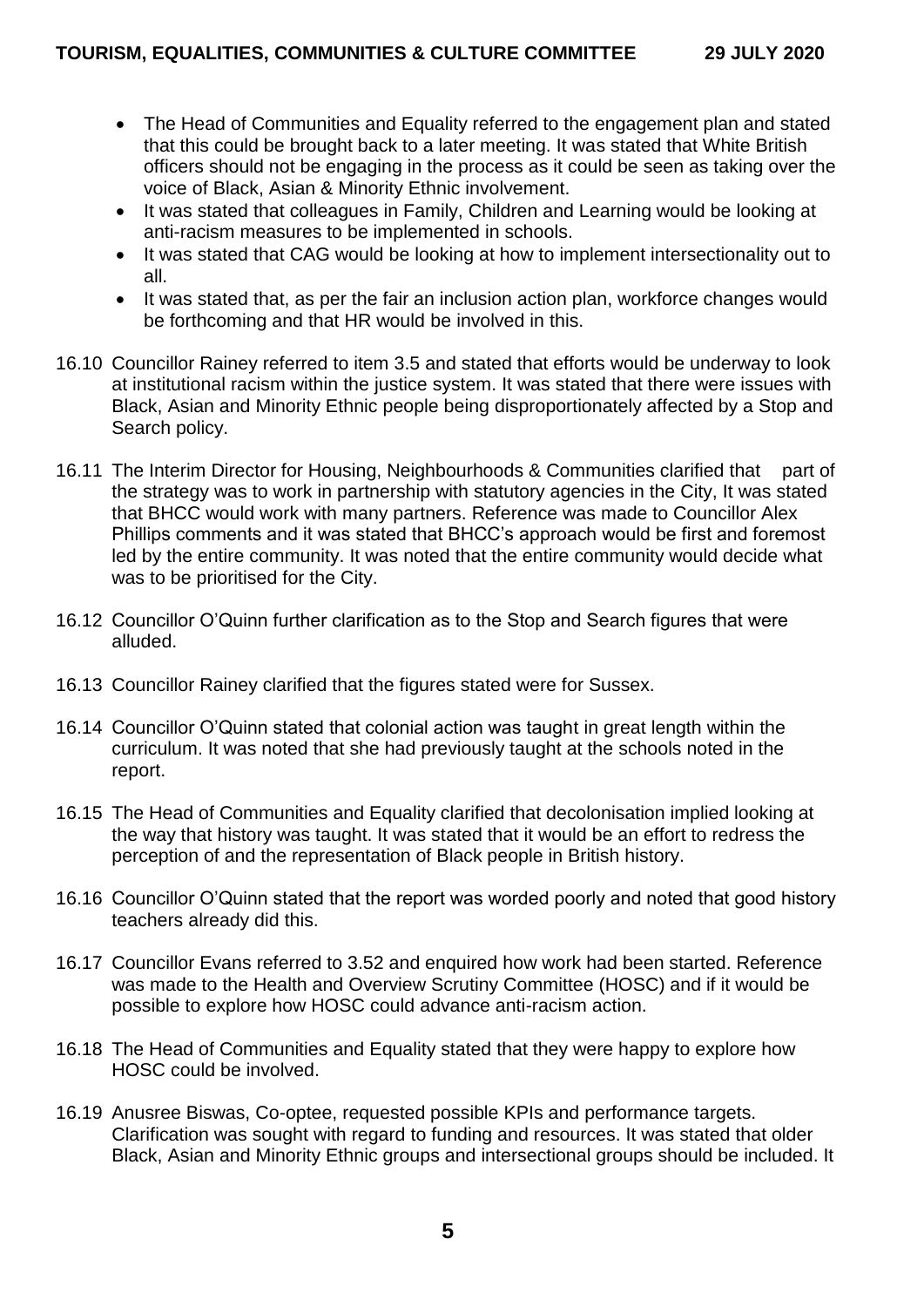- The Head of Communities and Equality referred to the engagement plan and stated that this could be brought back to a later meeting. It was stated that White British officers should not be engaging in the process as it could be seen as taking over the voice of Black, Asian & Minority Ethnic involvement.
- It was stated that colleagues in Family, Children and Learning would be looking at anti-racism measures to be implemented in schools.
- It was stated that CAG would be looking at how to implement intersectionality out to all.
- It was stated that, as per the fair an inclusion action plan, workforce changes would be forthcoming and that HR would be involved in this.

16.10 Councillor Rainey referred to item 3.5 and stated that efforts would be underway to look at institutional racism within the justice system. It was stated that there were issues with Black, Asian and Minority Ethnic people being disproportionately affected by a Stop and Search policy.

16.11 The Interim Director for Housing, Neighbourhoods & Communities clarified that part of the strategy was to work in partnership with statutory agencies in the City, It was stated that BHCC would work with many partners. Reference was made to Councillor Alex Phillips comments and it was stated that BHCC's approach would be first and foremost led by the entire community. It was noted that the entire community would decide what was to be prioritised for the City.

16.12 Councillor O'Quinn further clarification as to the Stop and Search figures that were alluded.

16.13 Councillor Rainey clarified that the figures stated were for Sussex.

16.14 Councillor O'Quinn stated that colonial action was taught in great length within the curriculum. It was noted that she had previously taught at the schools noted in the report.

16.15 The Head of Communities and Equality clarified that decolonisation implied looking at the way that history was taught. It was stated that it would be an effort to redress the perception of and the representation of Black people in British history.

16.16 Councillor O'Quinn stated that the report was worded poorly and noted that good history teachers already did this.

16.17 Councillor Evans referred to 3.52 and enquired how work had been started. Reference was made to the Health and Overview Scrutiny Committee (HOSC) and if it would be possible to explore how HOSC could advance anti-racism action.

16.18 The Head of Communities and Equality stated that they were happy to explore how HOSC could be involved.

16.19 Anusree Biswas, Co-optee, requested possible KPIs and performance targets. Clarification was sought with regard to funding and resources. It was stated that older Black, Asian and Minority Ethnic groups and intersectional groups should be included. It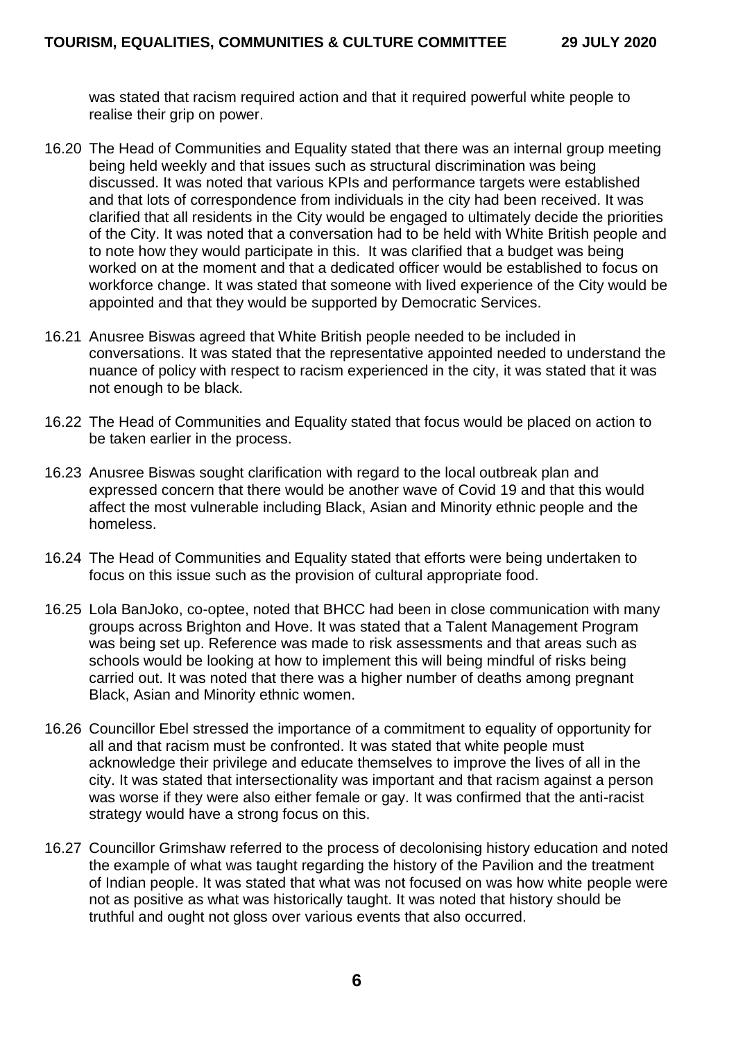was stated that racism required action and that it required powerful white people to realise their grip on power.

16.20 The Head of Communities and Equality stated that there was an internal group meeting being held weekly and that issues such as structural discrimination was being discussed. It was noted that various KPIs and performance targets were established and that lots of correspondence from individuals in the city had been received. It was clarified that all residents in the City would be engaged to ultimately decide the priorities of the City. It was noted that a conversation had to be held with White British people and to note how they would participate in this. It was clarified that a budget was being worked on at the moment and that a dedicated officer would be established to focus on workforce change. It was stated that someone with lived experience of the City would be appointed and that they would be supported by Democratic Services.

16.21 Anusree Biswas agreed that White British people needed to be included in conversations. It was stated that the representative appointed needed to understand the nuance of policy with respect to racism experienced in the city, it was stated that it was not enough to be black.

16.22 The Head of Communities and Equality stated that focus would be placed on action to be taken earlier in the process.

16.23 Anusree Biswas sought clarification with regard to the local outbreak plan and expressed concern that there would be another wave of Covid 19 and that this would affect the most vulnerable including Black, Asian and Minority ethnic people and the homeless.

16.24 The Head of Communities and Equality stated that efforts were being undertaken to focus on this issue such as the provision of cultural appropriate food.

16.25 Lola BanJoko, co-optee, noted that BHCC had been in close communication with many groups across Brighton and Hove. It was stated that a Talent Management Program was being set up. Reference was made to risk assessments and that areas such as schools would be looking at how to implement this will being mindful of risks being carried out. It was noted that there was a higher number of deaths among pregnant Black, Asian and Minority ethnic women.

16.26 Councillor Ebel stressed the importance of a commitment to equality of opportunity for all and that racism must be confronted. It was stated that white people must acknowledge their privilege and educate themselves to improve the lives of all in the city. It was stated that intersectionality was important and that racism against a person was worse if they were also either female or gay. It was confirmed that the anti-racist strategy would have a strong focus on this.

16.27 Councillor Grimshaw referred to the process of decolonising history education and noted the example of what was taught regarding the history of the Pavilion and the treatment of Indian people. It was stated that what was not focused on was how white people were not as positive as what was historically taught. It was noted that history should be truthful and ought not gloss over various events that also occurred.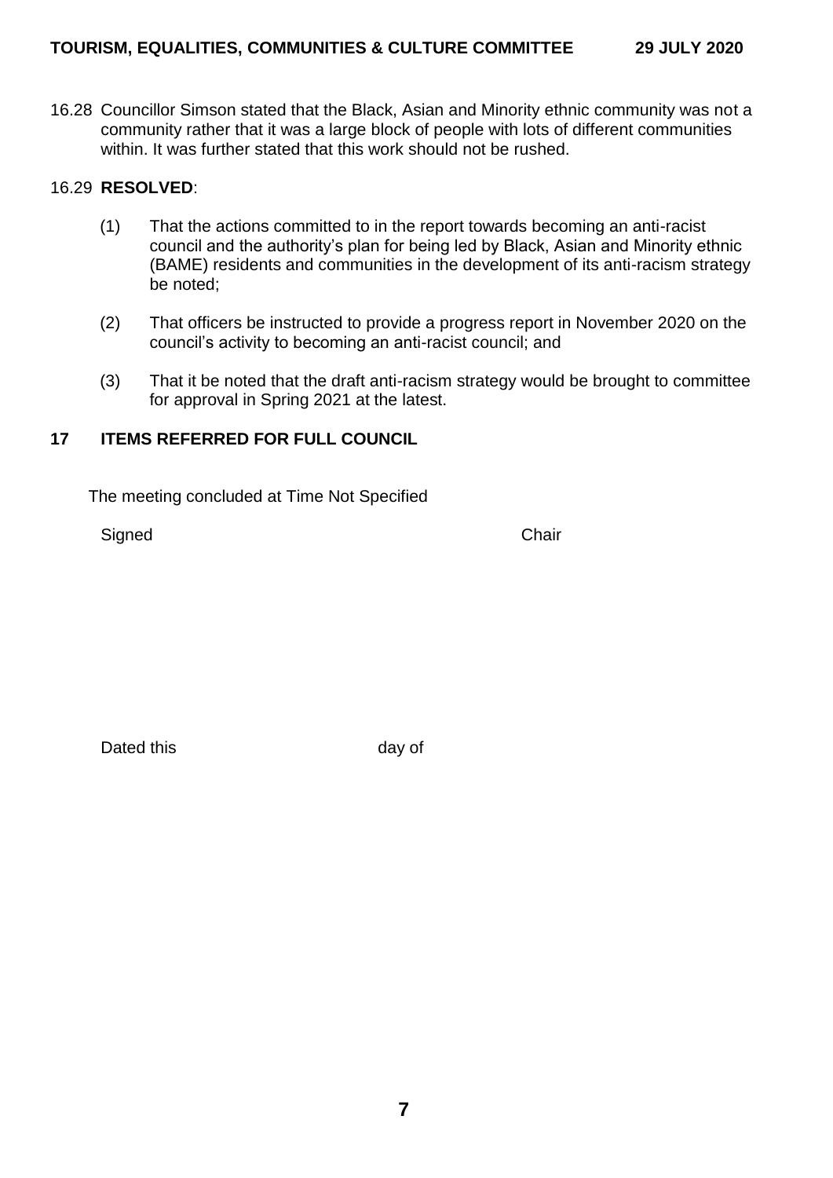16.28 Councillor Simson stated that the Black, Asian and Minority ethnic community was not a community rather that it was a large block of people with lots of different communities within. It was further stated that this work should not be rushed.

16.29 **RESOLVED**:

(1) That the actions committed to in the report towards becoming an anti-racist council and the authority's plan for being led by Black, Asian and Minority ethnic (BAME) residents and communities in the development of its anti-racism strategy be noted;

(2) That officers be instructed to provide a progress report in November 2020 on the council's activity to becoming an anti-racist council; and

(3) That it be noted that the draft anti-racism strategy would be brought to committee for approval in Spring 2021 at the latest.

## 17 ITEMS REFERRED FOR FULL COUNCIL

The meeting concluded at Time Not Specified

Signed Chair

Dated this day of